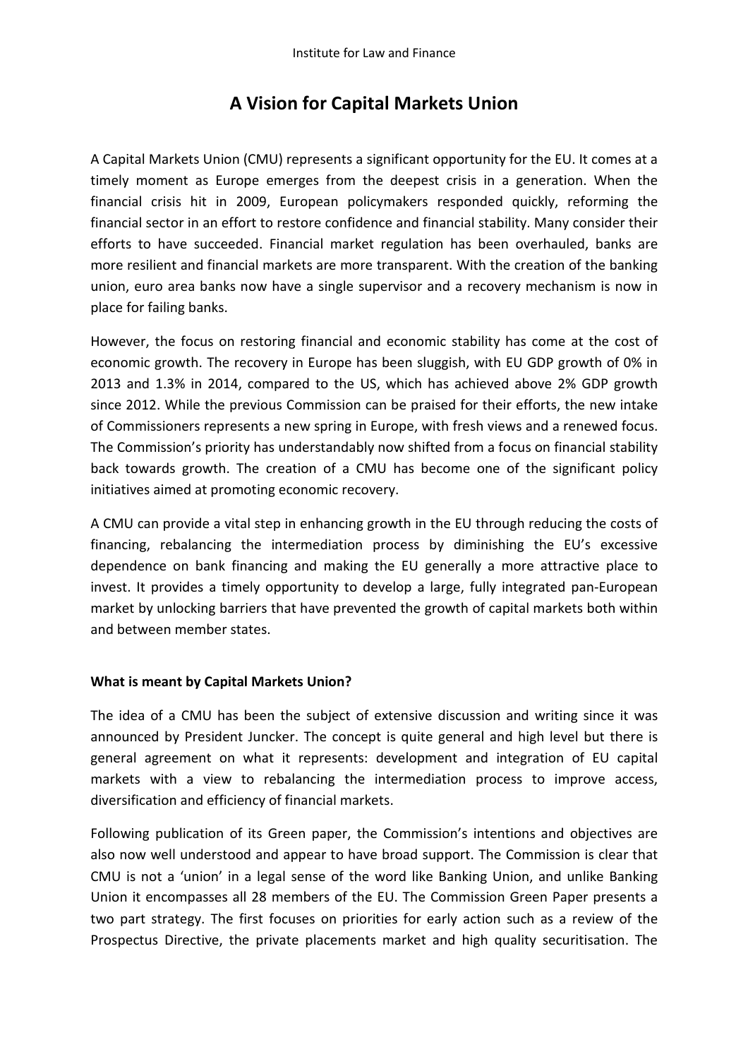Institute for Law and Finance

# A Vision for Capital Markets Union

A Capital Markets Union (CMU) represents a significant opportunity for the EU. It comes at a timely moment as Europe emerges from the deepest crisis in a generation. When the financial crisis hit in 2009, European policymakers responded quickly, reforming the financial sector in an effort to restore confidence and financial stability. Many consider their efforts to have succeeded. Financial market regulation has been overhauled, banks are more resilient and financial markets are more transparent. With the creation of the banking union, euro area banks now have a single supervisor and a recovery mechanism is now in place for failing banks.

However, the focus on restoring financial and economic stability has come at the cost of economic growth. The recovery in Europe has been sluggish, with EU GDP growth of 0% in 2013 and 1.3% in 2014, compared to the US, which has achieved above 2% GDP growth since 2012. While the previous Commission can be praised for their efforts, the new intake of Commissioners represents a new spring in Europe, with fresh views and a renewed focus. The Commission's priority has understandably now shifted from a focus on financial stability back towards growth. The creation of a CMU has become one of the significant policy initiatives aimed at promoting economic recovery.

A CMU can provide a vital step in enhancing growth in the EU through reducing the costs of financing, rebalancing the intermediation process by diminishing the EU's excessive dependence on bank financing and making the EU generally a more attractive place to invest. It provides a timely opportunity to develop a large, fully integrated pan-European market by unlocking barriers that have prevented the growth of capital markets both within and between member states.

**What is meant by Capital Markets Union?**

The idea of a CMU has been the subject of extensive discussion and writing since it was announced by President Juncker. The concept is quite general and high level but there is general agreement on what it represents: development and integration of EU capital markets with a view to rebalancing the intermediation process to improve access, diversification and efficiency of financial markets.

Following publication of its Green paper, the Commission's intentions and objectives are also now well understood and appear to have broad support. The Commission is clear that CMU is not a 'union' in a legal sense of the word like Banking Union, and unlike Banking Union it encompasses all 28 members of the EU. The Commission Green Paper presents a two part strategy. The first focuses on priorities for early action such as a review of the Prospectus Directive, the private placements market and high quality securitisation. The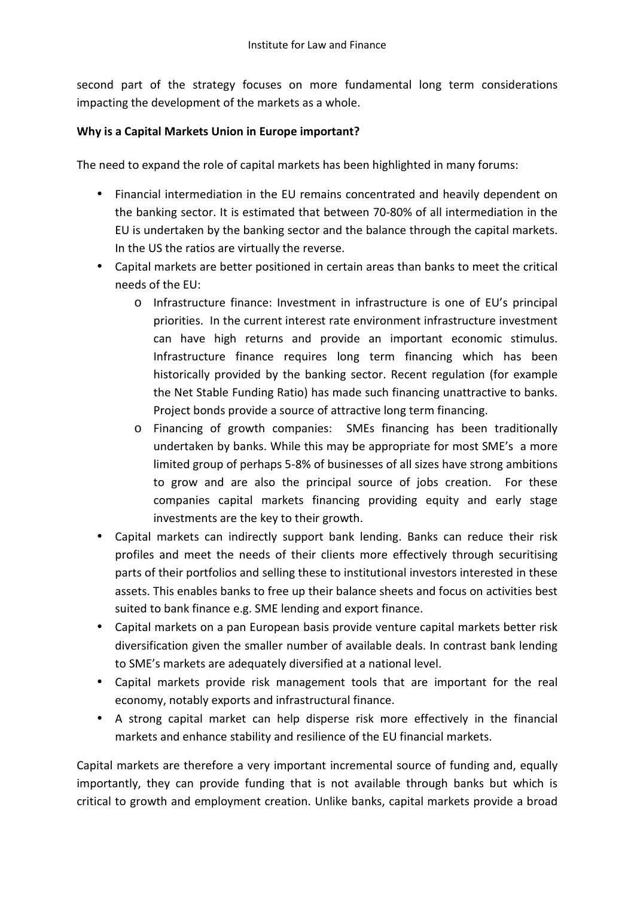second part of the strategy focuses on more fundamental long term considerations impacting the development of the markets as a whole.

**Why is a Capital Markets Union in Europe important?**

The need to expand the role of capital markets has been highlighted in many forums:

- Financial intermediation in the EU remains concentrated and heavily dependent on the banking sector. It is estimated that between 70-80% of all intermediation in the EU is undertaken by the banking sector and the balance through the capital markets. In the US the ratios are virtually the reverse.
- Capital markets are better positioned in certain areas than banks to meet the critical needs of the EU:
  - Infrastructure finance: Investment in infrastructure is one of EU's principal priorities. In the current interest rate environment infrastructure investment can have high returns and provide an important economic stimulus. Infrastructure finance requires long term financing which has been historically provided by the banking sector. Recent regulation (for example the Net Stable Funding Ratio) has made such financing unattractive to banks. Project bonds provide a source of attractive long term financing.
  - Financing of growth companies: SMEs financing has been traditionally undertaken by banks. While this may be appropriate for most SME's a more limited group of perhaps 5-8% of businesses of all sizes have strong ambitions to grow and are also the principal source of jobs creation. For these companies capital markets financing providing equity and early stage investments are the key to their growth.
- Capital markets can indirectly support bank lending. Banks can reduce their risk profiles and meet the needs of their clients more effectively through securitising parts of their portfolios and selling these to institutional investors interested in these assets. This enables banks to free up their balance sheets and focus on activities best suited to bank finance e.g. SME lending and export finance.
- Capital markets on a pan European basis provide venture capital markets better risk diversification given the smaller number of available deals. In contrast bank lending to SME's markets are adequately diversified at a national level.
- Capital markets provide risk management tools that are important for the real economy, notably exports and infrastructural finance.
- A strong capital market can help disperse risk more effectively in the financial markets and enhance stability and resilience of the EU financial markets.

Capital markets are therefore a very important incremental source of funding and, equally importantly, they can provide funding that is not available through banks but which is critical to growth and employment creation. Unlike banks, capital markets provide a broad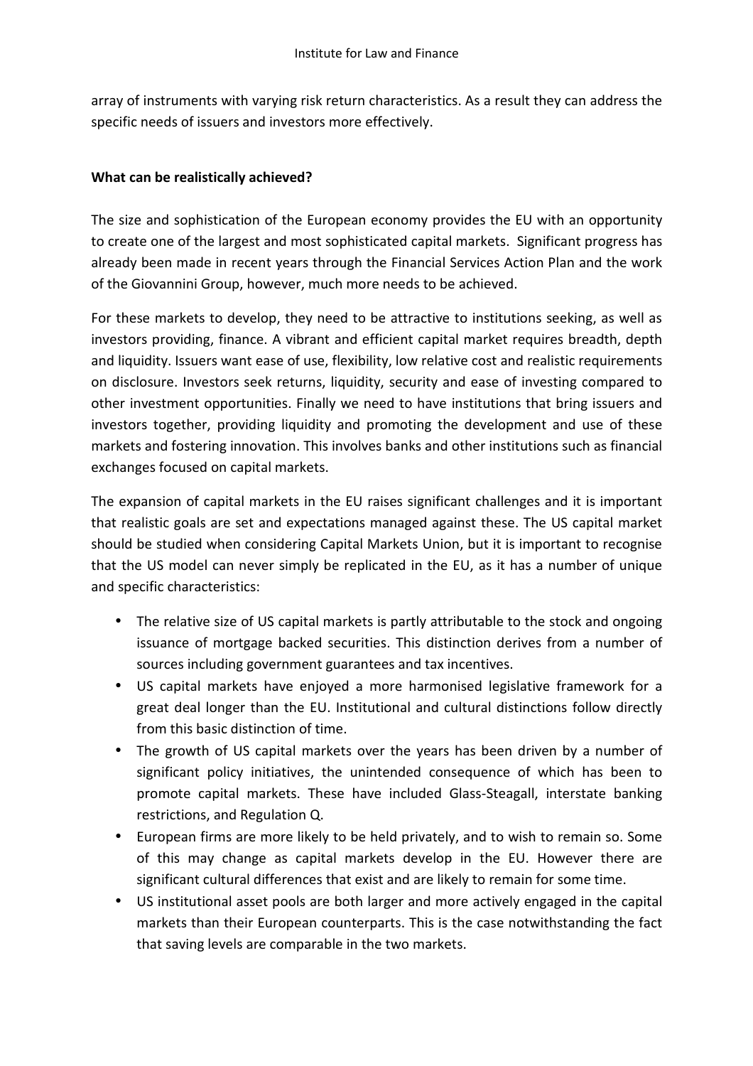array of instruments with varying risk return characteristics. As a result they can address the specific needs of issuers and investors more effectively.

**What can be realistically achieved?**

The size and sophistication of the European economy provides the EU with an opportunity to create one of the largest and most sophisticated capital markets. Significant progress has already been made in recent years through the Financial Services Action Plan and the work of the Giovannini Group, however, much more needs to be achieved.

For these markets to develop, they need to be attractive to institutions seeking, as well as investors providing, finance. A vibrant and efficient capital market requires breadth, depth and liquidity. Issuers want ease of use, flexibility, low relative cost and realistic requirements on disclosure. Investors seek returns, liquidity, security and ease of investing compared to other investment opportunities. Finally we need to have institutions that bring issuers and investors together, providing liquidity and promoting the development and use of these markets and fostering innovation. This involves banks and other institutions such as financial exchanges focused on capital markets.

The expansion of capital markets in the EU raises significant challenges and it is important that realistic goals are set and expectations managed against these. The US capital market should be studied when considering Capital Markets Union, but it is important to recognise that the US model can never simply be replicated in the EU, as it has a number of unique and specific characteristics:

- The relative size of US capital markets is partly attributable to the stock and ongoing issuance of mortgage backed securities. This distinction derives from a number of sources including government guarantees and tax incentives.
- US capital markets have enjoyed a more harmonised legislative framework for a great deal longer than the EU. Institutional and cultural distinctions follow directly from this basic distinction of time.
- The growth of US capital markets over the years has been driven by a number of significant policy initiatives, the unintended consequence of which has been to promote capital markets. These have included Glass-Steagall, interstate banking restrictions, and Regulation Q.
- European firms are more likely to be held privately, and to wish to remain so. Some of this may change as capital markets develop in the EU. However there are significant cultural differences that exist and are likely to remain for some time.
- US institutional asset pools are both larger and more actively engaged in the capital markets than their European counterparts. This is the case notwithstanding the fact that saving levels are comparable in the two markets.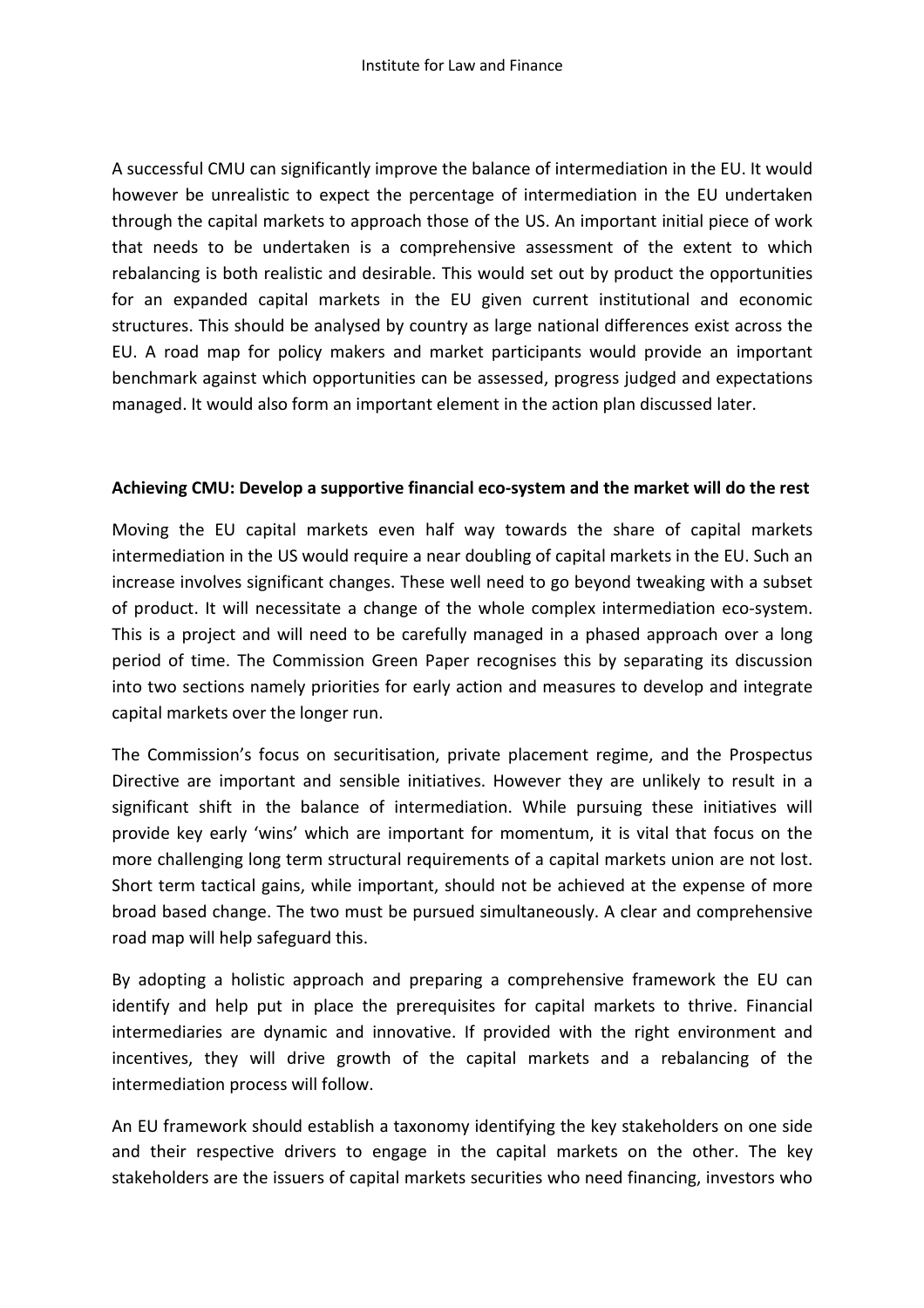A successful CMU can significantly improve the balance of intermediation in the EU. It would however be unrealistic to expect the percentage of intermediation in the EU undertaken through the capital markets to approach those of the US. An important initial piece of work that needs to be undertaken is a comprehensive assessment of the extent to which rebalancing is both realistic and desirable. This would set out by product the opportunities for an expanded capital markets in the EU given current institutional and economic structures. This should be analysed by country as large national differences exist across the EU. A road map for policy makers and market participants would provide an important benchmark against which opportunities can be assessed, progress judged and expectations managed. It would also form an important element in the action plan discussed later.

**Achieving CMU: Develop a supportive financial eco-system and the market will do the rest**

Moving the EU capital markets even half way towards the share of capital markets intermediation in the US would require a near doubling of capital markets in the EU. Such an increase involves significant changes. These well need to go beyond tweaking with a subset of product. It will necessitate a change of the whole complex intermediation eco-system. This is a project and will need to be carefully managed in a phased approach over a long period of time. The Commission Green Paper recognises this by separating its discussion into two sections namely priorities for early action and measures to develop and integrate capital markets over the longer run.

The Commission's focus on securitisation, private placement regime, and the Prospectus Directive are important and sensible initiatives. However they are unlikely to result in a significant shift in the balance of intermediation. While pursuing these initiatives will provide key early 'wins' which are important for momentum, it is vital that focus on the more challenging long term structural requirements of a capital markets union are not lost. Short term tactical gains, while important, should not be achieved at the expense of more broad based change. The two must be pursued simultaneously. A clear and comprehensive road map will help safeguard this.

By adopting a holistic approach and preparing a comprehensive framework the EU can identify and help put in place the prerequisites for capital markets to thrive. Financial intermediaries are dynamic and innovative. If provided with the right environment and incentives, they will drive growth of the capital markets and a rebalancing of the intermediation process will follow.

An EU framework should establish a taxonomy identifying the key stakeholders on one side and their respective drivers to engage in the capital markets on the other. The key stakeholders are the issuers of capital markets securities who need financing, investors who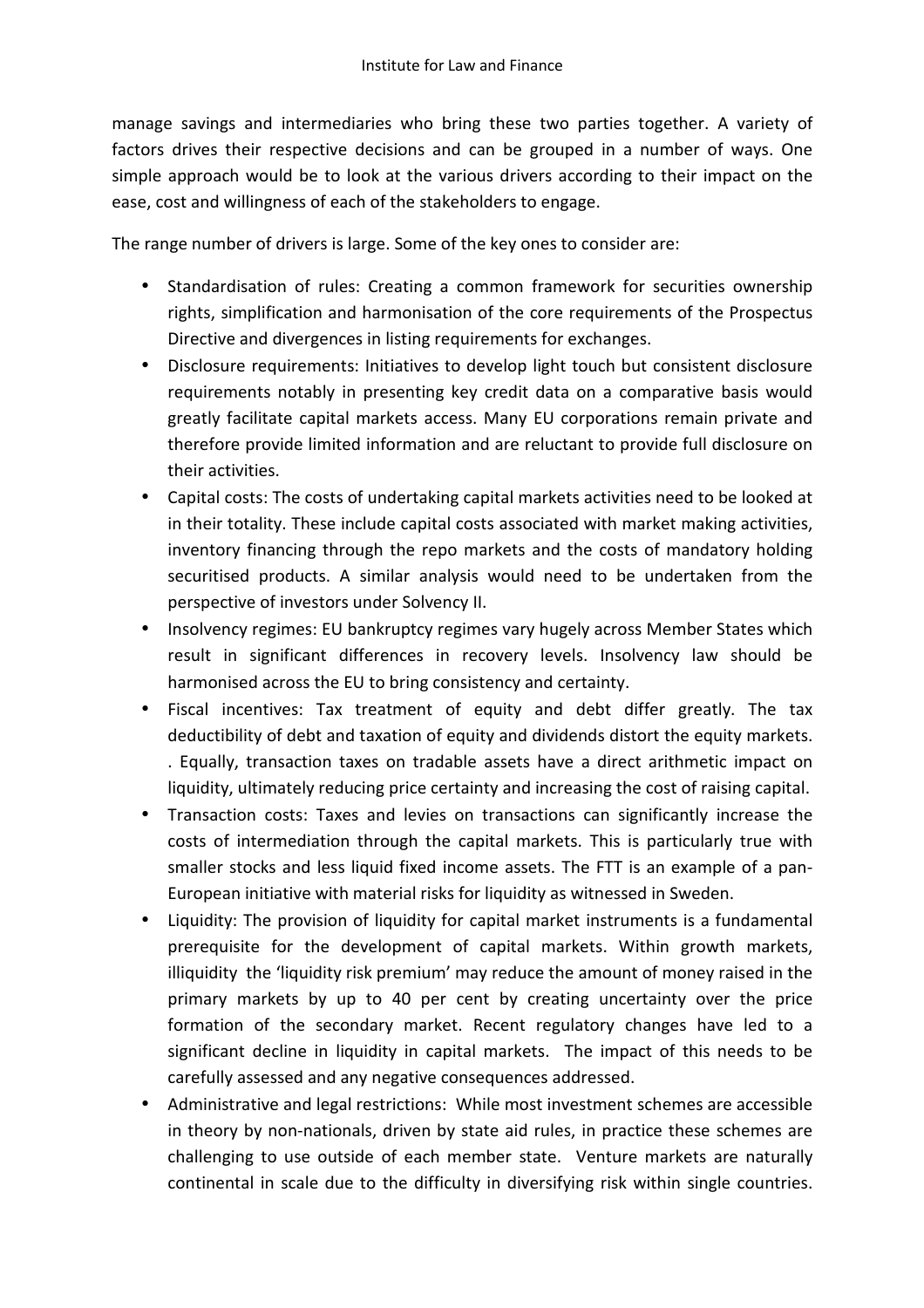manage savings and intermediaries who bring these two parties together. A variety of factors drives their respective decisions and can be grouped in a number of ways. One simple approach would be to look at the various drivers according to their impact on the ease, cost and willingness of each of the stakeholders to engage.

The range number of drivers is large. Some of the key ones to consider are:

- Standardisation of rules: Creating a common framework for securities ownership rights, simplification and harmonisation of the core requirements of the Prospectus Directive and divergences in listing requirements for exchanges.
- Disclosure requirements: Initiatives to develop light touch but consistent disclosure requirements notably in presenting key credit data on a comparative basis would greatly facilitate capital markets access. Many EU corporations remain private and therefore provide limited information and are reluctant to provide full disclosure on their activities.
- Capital costs: The costs of undertaking capital markets activities need to be looked at in their totality. These include capital costs associated with market making activities, inventory financing through the repo markets and the costs of mandatory holding securitised products. A similar analysis would need to be undertaken from the perspective of investors under Solvency II.
- Insolvency regimes: EU bankruptcy regimes vary hugely across Member States which result in significant differences in recovery levels. Insolvency law should be harmonised across the EU to bring consistency and certainty.
- Fiscal incentives: Tax treatment of equity and debt differ greatly. The tax deductibility of debt and taxation of equity and dividends distort the equity markets. . Equally, transaction taxes on tradable assets have a direct arithmetic impact on liquidity, ultimately reducing price certainty and increasing the cost of raising capital.
- Transaction costs: Taxes and levies on transactions can significantly increase the costs of intermediation through the capital markets. This is particularly true with smaller stocks and less liquid fixed income assets. The FTT is an example of a pan-European initiative with material risks for liquidity as witnessed in Sweden.
- Liquidity: The provision of liquidity for capital market instruments is a fundamental prerequisite for the development of capital markets. Within growth markets, illiquidity the 'liquidity risk premium' may reduce the amount of money raised in the primary markets by up to 40 per cent by creating uncertainty over the price formation of the secondary market. Recent regulatory changes have led to a significant decline in liquidity in capital markets. The impact of this needs to be carefully assessed and any negative consequences addressed.
- Administrative and legal restrictions: While most investment schemes are accessible in theory by non-nationals, driven by state aid rules, in practice these schemes are challenging to use outside of each member state. Venture markets are naturally continental in scale due to the difficulty in diversifying risk within single countries.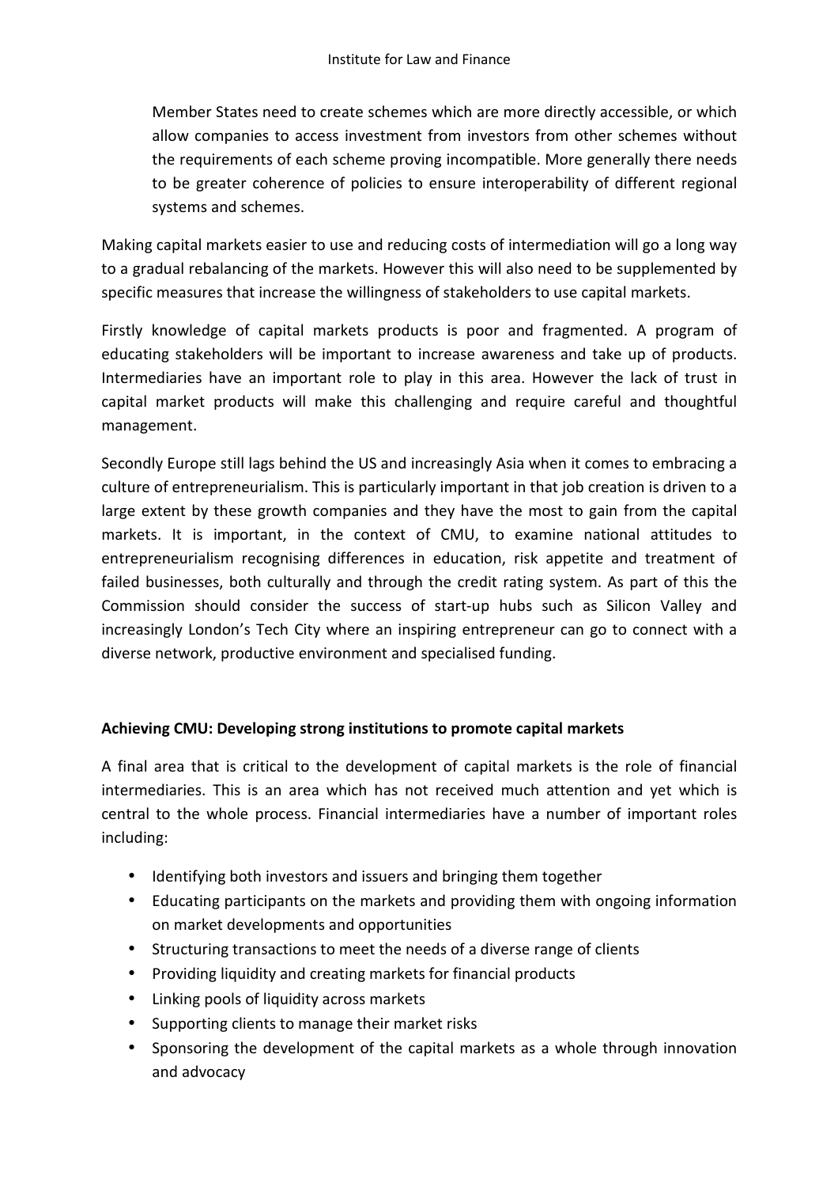> Member States need to create schemes which are more directly accessible, or which allow companies to access investment from investors from other schemes without the requirements of each scheme proving incompatible. More generally there needs to be greater coherence of policies to ensure interoperability of different regional systems and schemes.

Making capital markets easier to use and reducing costs of intermediation will go a long way to a gradual rebalancing of the markets. However this will also need to be supplemented by specific measures that increase the willingness of stakeholders to use capital markets.

Firstly knowledge of capital markets products is poor and fragmented. A program of educating stakeholders will be important to increase awareness and take up of products. Intermediaries have an important role to play in this area. However the lack of trust in capital market products will make this challenging and require careful and thoughtful management.

Secondly Europe still lags behind the US and increasingly Asia when it comes to embracing a culture of entrepreneurialism. This is particularly important in that job creation is driven to a large extent by these growth companies and they have the most to gain from the capital markets. It is important, in the context of CMU, to examine national attitudes to entrepreneurialism recognising differences in education, risk appetite and treatment of failed businesses, both culturally and through the credit rating system. As part of this the Commission should consider the success of start-up hubs such as Silicon Valley and increasingly London's Tech City where an inspiring entrepreneur can go to connect with a diverse network, productive environment and specialised funding.

**Achieving CMU: Developing strong institutions to promote capital markets**

A final area that is critical to the development of capital markets is the role of financial intermediaries. This is an area which has not received much attention and yet which is central to the whole process. Financial intermediaries have a number of important roles including:

- Identifying both investors and issuers and bringing them together
- Educating participants on the markets and providing them with ongoing information on market developments and opportunities
- Structuring transactions to meet the needs of a diverse range of clients
- Providing liquidity and creating markets for financial products
- Linking pools of liquidity across markets
- Supporting clients to manage their market risks
- Sponsoring the development of the capital markets as a whole through innovation and advocacy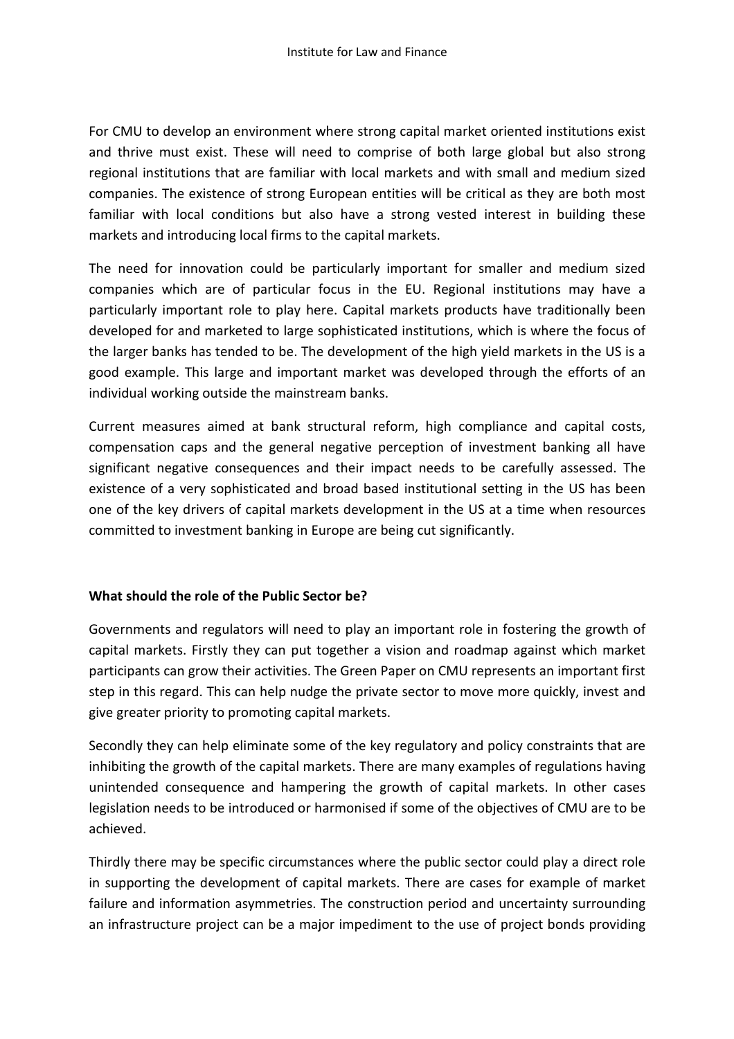For CMU to develop an environment where strong capital market oriented institutions exist and thrive must exist. These will need to comprise of both large global but also strong regional institutions that are familiar with local markets and with small and medium sized companies. The existence of strong European entities will be critical as they are both most familiar with local conditions but also have a strong vested interest in building these markets and introducing local firms to the capital markets.

The need for innovation could be particularly important for smaller and medium sized companies which are of particular focus in the EU. Regional institutions may have a particularly important role to play here. Capital markets products have traditionally been developed for and marketed to large sophisticated institutions, which is where the focus of the larger banks has tended to be. The development of the high yield markets in the US is a good example. This large and important market was developed through the efforts of an individual working outside the mainstream banks.

Current measures aimed at bank structural reform, high compliance and capital costs, compensation caps and the general negative perception of investment banking all have significant negative consequences and their impact needs to be carefully assessed. The existence of a very sophisticated and broad based institutional setting in the US has been one of the key drivers of capital markets development in the US at a time when resources committed to investment banking in Europe are being cut significantly.

**What should the role of the Public Sector be?**

Governments and regulators will need to play an important role in fostering the growth of capital markets. Firstly they can put together a vision and roadmap against which market participants can grow their activities. The Green Paper on CMU represents an important first step in this regard. This can help nudge the private sector to move more quickly, invest and give greater priority to promoting capital markets.

Secondly they can help eliminate some of the key regulatory and policy constraints that are inhibiting the growth of the capital markets. There are many examples of regulations having unintended consequence and hampering the growth of capital markets. In other cases legislation needs to be introduced or harmonised if some of the objectives of CMU are to be achieved.

Thirdly there may be specific circumstances where the public sector could play a direct role in supporting the development of capital markets. There are cases for example of market failure and information asymmetries. The construction period and uncertainty surrounding an infrastructure project can be a major impediment to the use of project bonds providing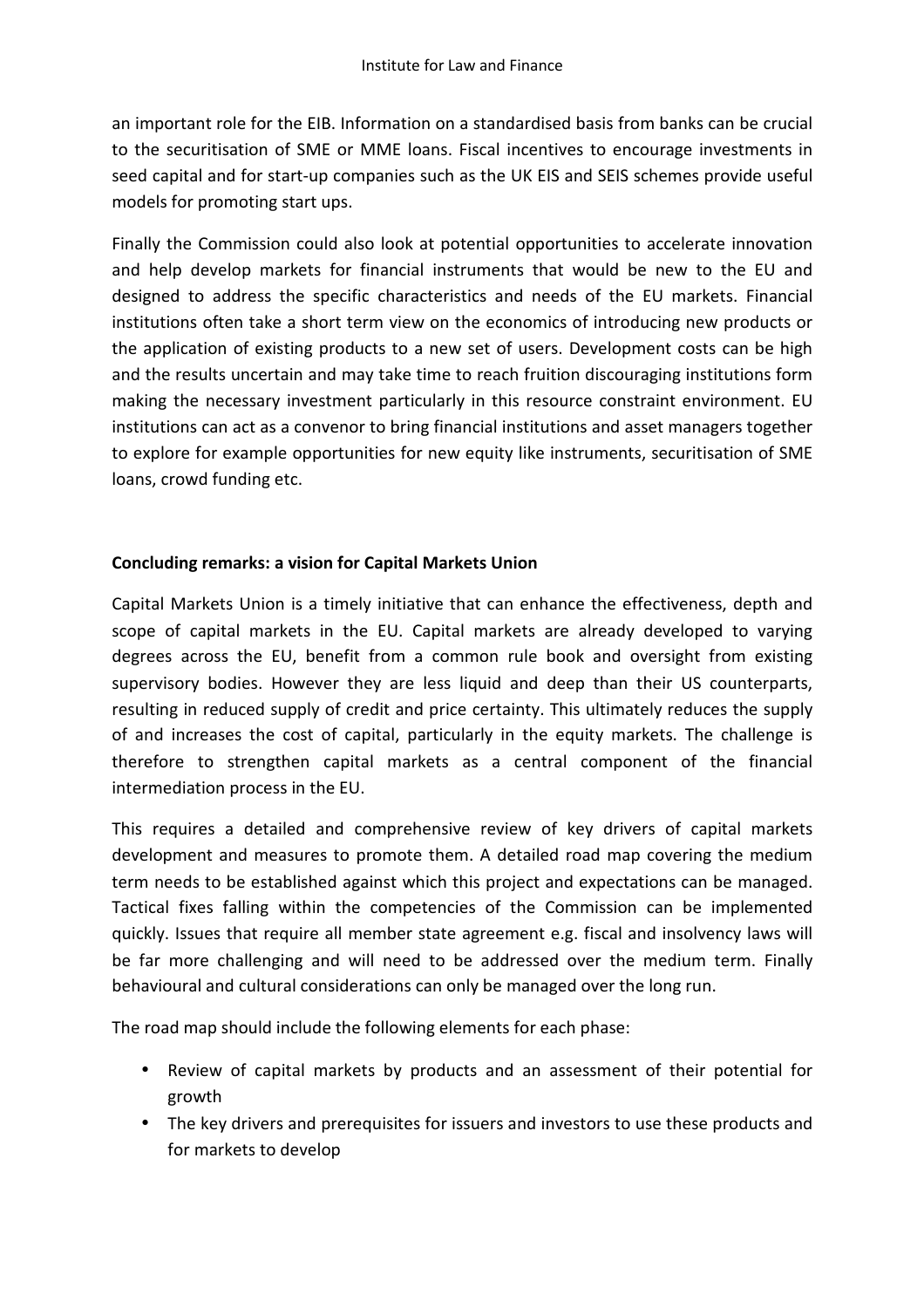an important role for the EIB. Information on a standardised basis from banks can be crucial to the securitisation of SME or MME loans. Fiscal incentives to encourage investments in seed capital and for start-up companies such as the UK EIS and SEIS schemes provide useful models for promoting start ups.

Finally the Commission could also look at potential opportunities to accelerate innovation and help develop markets for financial instruments that would be new to the EU and designed to address the specific characteristics and needs of the EU markets. Financial institutions often take a short term view on the economics of introducing new products or the application of existing products to a new set of users. Development costs can be high and the results uncertain and may take time to reach fruition discouraging institutions form making the necessary investment particularly in this resource constraint environment. EU institutions can act as a convenor to bring financial institutions and asset managers together to explore for example opportunities for new equity like instruments, securitisation of SME loans, crowd funding etc.

**Concluding remarks: a vision for Capital Markets Union**

Capital Markets Union is a timely initiative that can enhance the effectiveness, depth and scope of capital markets in the EU. Capital markets are already developed to varying degrees across the EU, benefit from a common rule book and oversight from existing supervisory bodies. However they are less liquid and deep than their US counterparts, resulting in reduced supply of credit and price certainty. This ultimately reduces the supply of and increases the cost of capital, particularly in the equity markets. The challenge is therefore to strengthen capital markets as a central component of the financial intermediation process in the EU.

This requires a detailed and comprehensive review of key drivers of capital markets development and measures to promote them. A detailed road map covering the medium term needs to be established against which this project and expectations can be managed. Tactical fixes falling within the competencies of the Commission can be implemented quickly. Issues that require all member state agreement e.g. fiscal and insolvency laws will be far more challenging and will need to be addressed over the medium term. Finally behavioural and cultural considerations can only be managed over the long run.

The road map should include the following elements for each phase:

- Review of capital markets by products and an assessment of their potential for growth
- The key drivers and prerequisites for issuers and investors to use these products and for markets to develop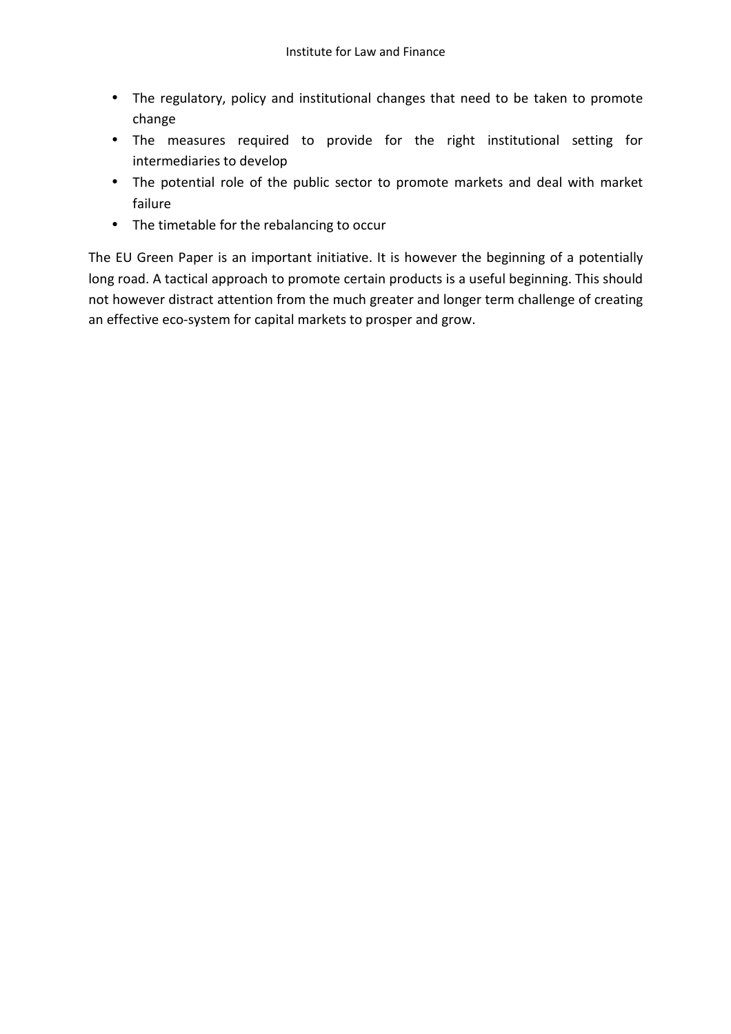- The regulatory, policy and institutional changes that need to be taken to promote change
- The measures required to provide for the right institutional setting for intermediaries to develop
- The potential role of the public sector to promote markets and deal with market failure
- The timetable for the rebalancing to occur

The EU Green Paper is an important initiative. It is however the beginning of a potentially long road. A tactical approach to promote certain products is a useful beginning. This should not however distract attention from the much greater and longer term challenge of creating an effective eco-system for capital markets to prosper and grow.